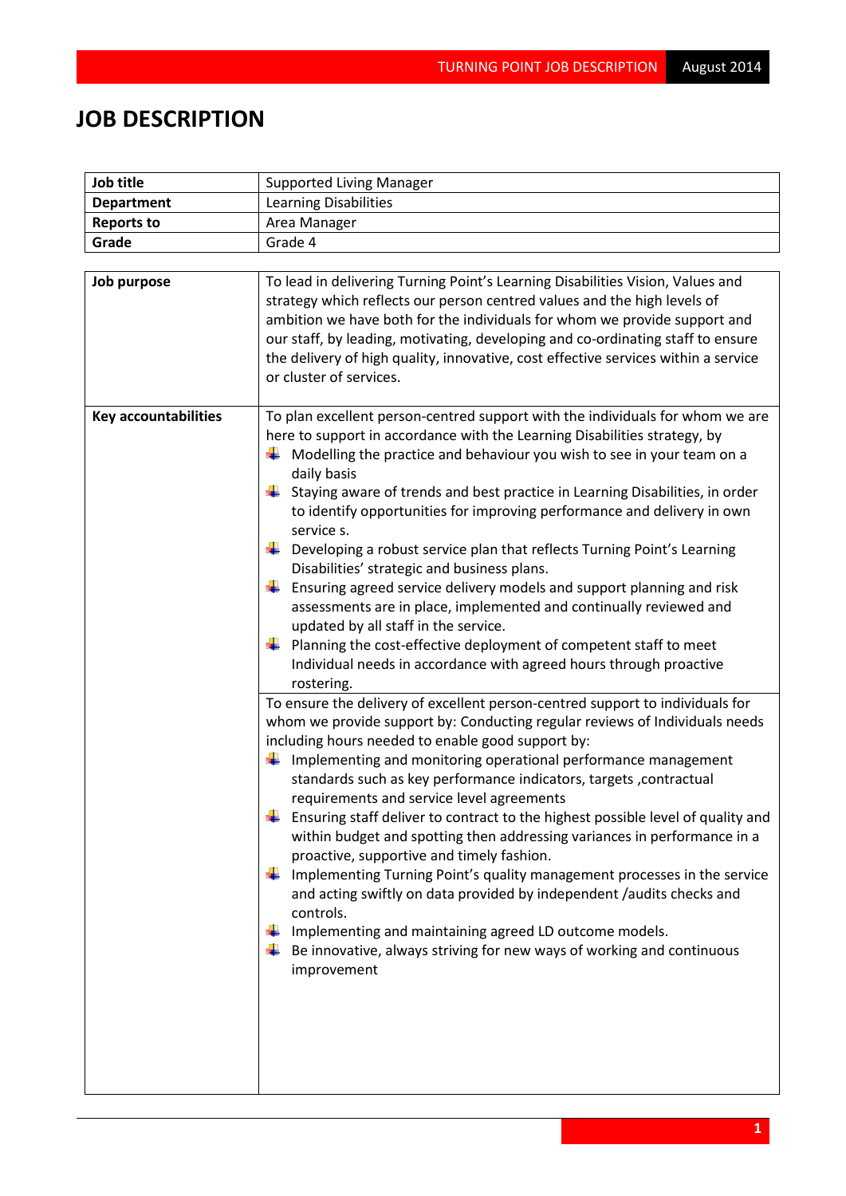# JOB DESCRIPTION

| Job title | Supported Living Manager |
|---|---|
| Department | Learning Disabilities |
| Reports to | Area Manager |
| Grade | Grade 4 |

| Job purpose | To lead in delivering Turning Point's Learning Disabilities Vision, Values and strategy which reflects our person centred values and the high levels of ambition we have both for the individuals for whom we provide support and our staff, by leading, motivating, developing and co-ordinating staff to ensure the delivery of high quality, innovative, cost effective services within a service or cluster of services. |
|---|---|
| Key accountabilities | To plan excellent person-centred support with the individuals for whom we are here to support in accordance with the Learning Disabilities strategy, by<br>- Modelling the practice and behaviour you wish to see in your team on a daily basis<br>- Staying aware of trends and best practice in Learning Disabilities, in order to identify opportunities for improving performance and delivery in own service s.<br>- Developing a robust service plan that reflects Turning Point's Learning Disabilities' strategic and business plans.<br>- Ensuring agreed service delivery models and support planning and risk assessments are in place, implemented and continually reviewed and updated by all staff in the service.<br>- Planning the cost-effective deployment of competent staff to meet Individual needs in accordance with agreed hours through proactive rostering. |
| | To ensure the delivery of excellent person-centred support to individuals for whom we provide support by: Conducting regular reviews of Individuals needs including hours needed to enable good support by:<br>- Implementing and monitoring operational performance management standards such as key performance indicators, targets ,contractual requirements and service level agreements<br>- Ensuring staff deliver to contract to the highest possible level of quality and within budget and spotting then addressing variances in performance in a proactive, supportive and timely fashion.<br>- Implementing Turning Point's quality management processes in the service and acting swiftly on data provided by independent /audits checks and controls.<br>- Implementing and maintaining agreed LD outcome models.<br>- Be innovative, always striving for new ways of working and continuous improvement |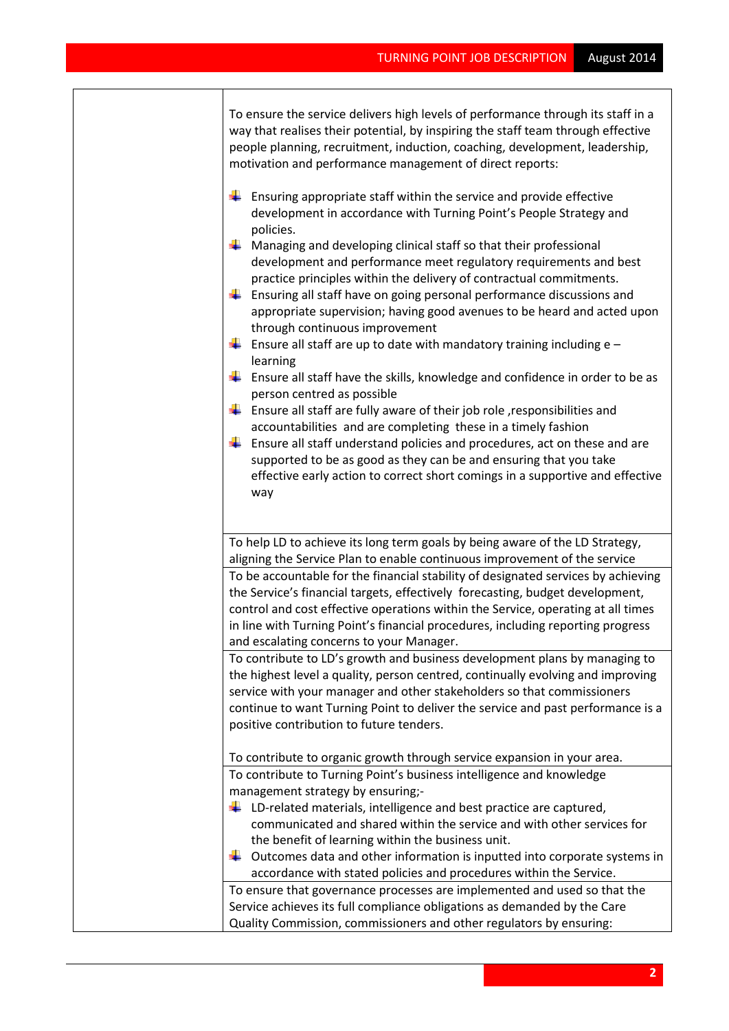| | |
|---|---|
| | To ensure the service delivers high levels of performance through its staff in a way that realises their potential, by inspiring the staff team through effective people planning, recruitment, induction, coaching, development, leadership, motivation and performance management of direct reports:<br><br>- Ensuring appropriate staff within the service and provide effective development in accordance with Turning Point's People Strategy and policies.<br>- Managing and developing clinical staff so that their professional development and performance meet regulatory requirements and best practice principles within the delivery of contractual commitments.<br>- Ensuring all staff have on going personal performance discussions and appropriate supervision; having good avenues to be heard and acted upon through continuous improvement<br>- Ensure all staff are up to date with mandatory training including e – learning<br>- Ensure all staff have the skills, knowledge and confidence in order to be as person centred as possible<br>- Ensure all staff are fully aware of their job role ,responsibilities and accountabilities and are completing these in a timely fashion<br>- Ensure all staff understand policies and procedures, act on these and are supported to be as good as they can be and ensuring that you take effective early action to correct short comings in a supportive and effective way |
| | To help LD to achieve its long term goals by being aware of the LD Strategy, aligning the Service Plan to enable continuous improvement of the service |
| | To be accountable for the financial stability of designated services by achieving the Service's financial targets, effectively forecasting, budget development, control and cost effective operations within the Service, operating at all times in line with Turning Point's financial procedures, including reporting progress and escalating concerns to your Manager. |
| | To contribute to LD's growth and business development plans by managing to the highest level a quality, person centred, continually evolving and improving service with your manager and other stakeholders so that commissioners continue to want Turning Point to deliver the service and past performance is a positive contribution to future tenders.<br><br>To contribute to organic growth through service expansion in your area. |
| | To contribute to Turning Point's business intelligence and knowledge management strategy by ensuring;-<br>- LD-related materials, intelligence and best practice are captured, communicated and shared within the service and with other services for the benefit of learning within the business unit.<br>- Outcomes data and other information is inputted into corporate systems in accordance with stated policies and procedures within the Service. |
| | To ensure that governance processes are implemented and used so that the Service achieves its full compliance obligations as demanded by the Care Quality Commission, commissioners and other regulators by ensuring: |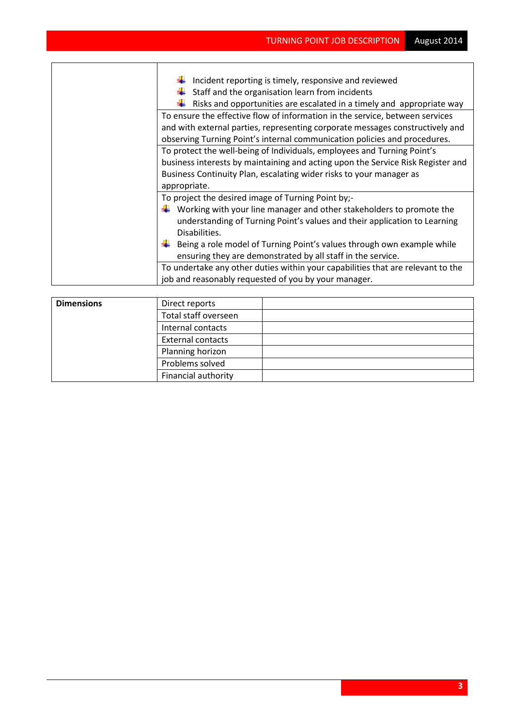| | |
|---|---|
| | - Incident reporting is timely, responsive and reviewed<br>- Staff and the organisation learn from incidents<br>- Risks and opportunities are escalated in a timely and appropriate way |
| | To ensure the effective flow of information in the service, between services and with external parties, representing corporate messages constructively and observing Turning Point's internal communication policies and procedures. |
| | To protect the well-being of Individuals, employees and Turning Point's business interests by maintaining and acting upon the Service Risk Register and Business Continuity Plan, escalating wider risks to your manager as appropriate. |
| | To project the desired image of Turning Point by;-<br>- Working with your line manager and other stakeholders to promote the understanding of Turning Point's values and their application to Learning Disabilities.<br>- Being a role model of Turning Point's values through own example while ensuring they are demonstrated by all staff in the service. |
| | To undertake any other duties within your capabilities that are relevant to the job and reasonably requested of you by your manager. |

| **Dimensions** | Direct reports | |
|---|---|---|
| | Total staff overseen | |
| | Internal contacts | |
| | External contacts | |
| | Planning horizon | |
| | Problems solved | |
| | Financial authority | |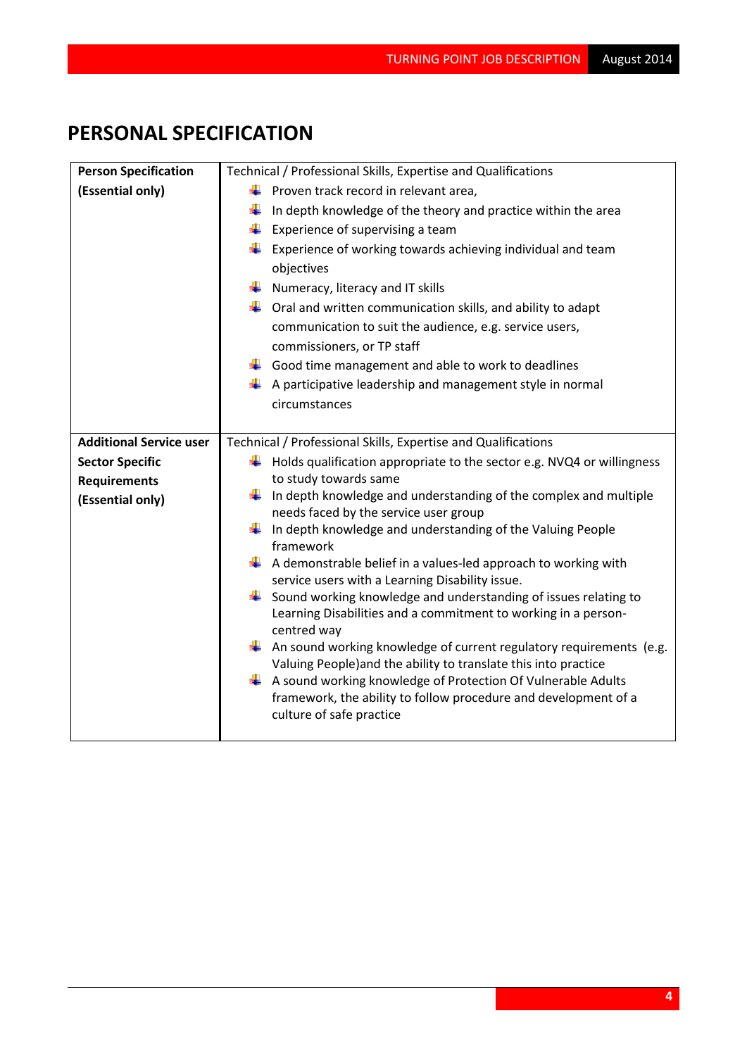## PERSONAL SPECIFICATION

| | |
|---|---|
| **Person Specification (Essential only)** | Technical / Professional Skills, Expertise and Qualifications<br>• Proven track record in relevant area,<br>• In depth knowledge of the theory and practice within the area<br>• Experience of supervising a team<br>• Experience of working towards achieving individual and team objectives<br>• Numeracy, literacy and IT skills<br>• Oral and written communication skills, and ability to adapt communication to suit the audience, e.g. service users, commissioners, or TP staff<br>• Good time management and able to work to deadlines<br>• A participative leadership and management style in normal circumstances |
| **Additional Service user Sector Specific Requirements (Essential only)** | Technical / Professional Skills, Expertise and Qualifications<br>• Holds qualification appropriate to the sector e.g. NVQ4 or willingness to study towards same<br>• In depth knowledge and understanding of the complex and multiple needs faced by the service user group<br>• In depth knowledge and understanding of the Valuing People framework<br>• A demonstrable belief in a values-led approach to working with service users with a Learning Disability issue.<br>• Sound working knowledge and understanding of issues relating to Learning Disabilities and a commitment to working in a person-centred way<br>• An sound working knowledge of current regulatory requirements (e.g. Valuing People)and the ability to translate this into practice<br>• A sound working knowledge of Protection Of Vulnerable Adults framework, the ability to follow procedure and development of a culture of safe practice |